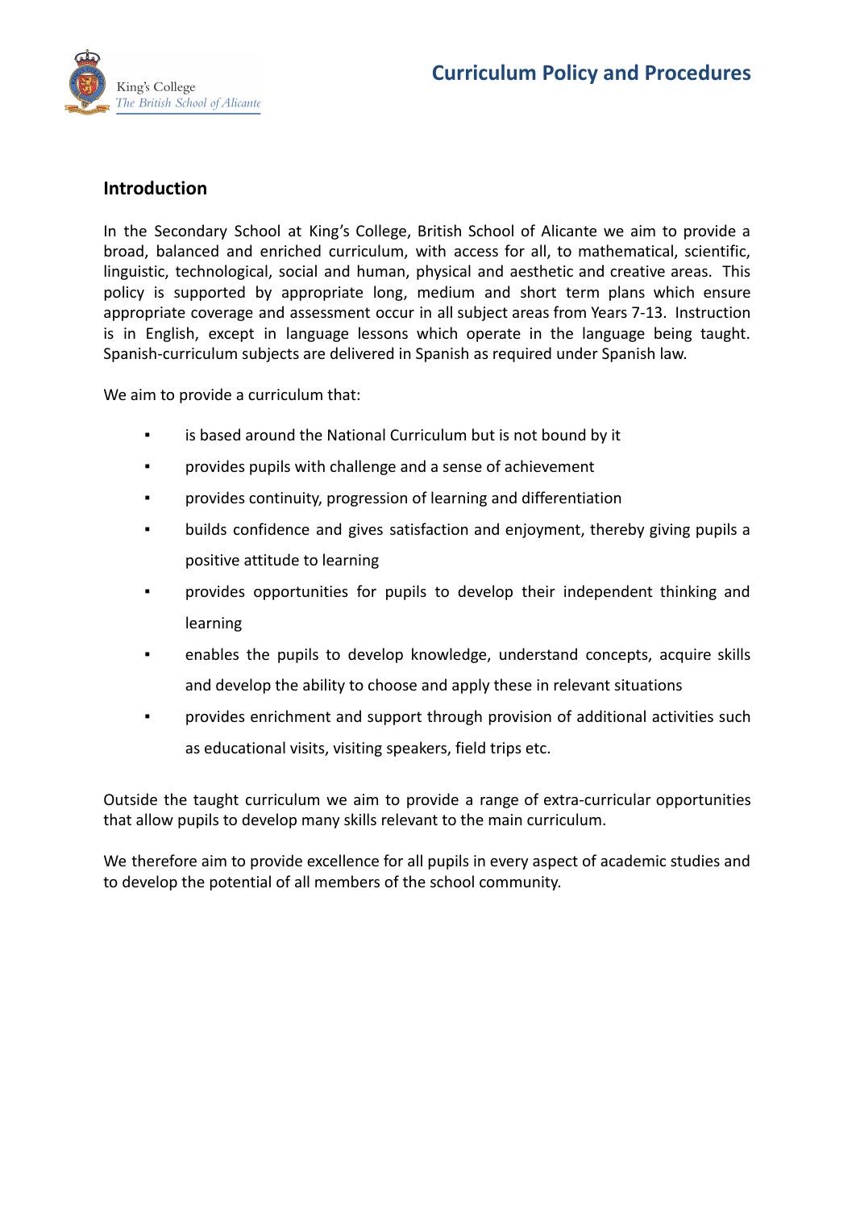# Curriculum Policy and Procedures

## Introduction

In the Secondary School at King's College, British School of Alicante we aim to provide a broad, balanced and enriched curriculum, with access for all, to mathematical, scientific, linguistic, technological, social and human, physical and aesthetic and creative areas. This policy is supported by appropriate long, medium and short term plans which ensure appropriate coverage and assessment occur in all subject areas from Years 7-13. Instruction is in English, except in language lessons which operate in the language being taught. Spanish-curriculum subjects are delivered in Spanish as required under Spanish law.

We aim to provide a curriculum that:

- is based around the National Curriculum but is not bound by it
- provides pupils with challenge and a sense of achievement
- provides continuity, progression of learning and differentiation
- builds confidence and gives satisfaction and enjoyment, thereby giving pupils a positive attitude to learning
- provides opportunities for pupils to develop their independent thinking and learning
- enables the pupils to develop knowledge, understand concepts, acquire skills and develop the ability to choose and apply these in relevant situations
- provides enrichment and support through provision of additional activities such as educational visits, visiting speakers, field trips etc.

Outside the taught curriculum we aim to provide a range of extra-curricular opportunities that allow pupils to develop many skills relevant to the main curriculum.

We therefore aim to provide excellence for all pupils in every aspect of academic studies and to develop the potential of all members of the school community.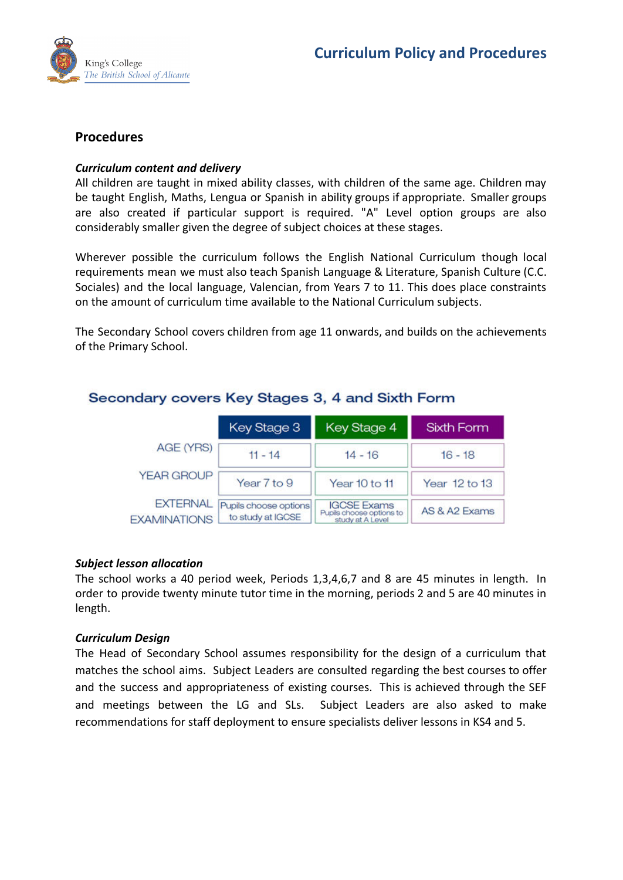## Procedures

***Curriculum content and delivery***

All children are taught in mixed ability classes, with children of the same age. Children may be taught English, Maths, Lengua or Spanish in ability groups if appropriate. Smaller groups are also created if particular support is required. "A" Level option groups are also considerably smaller given the degree of subject choices at these stages.

Wherever possible the curriculum follows the English National Curriculum though local requirements mean we must also teach Spanish Language & Literature, Spanish Culture (C.C. Sociales) and the local language, Valencian, from Years 7 to 11. This does place constraints on the amount of curriculum time available to the National Curriculum subjects.

The Secondary School covers children from age 11 onwards, and builds on the achievements of the Primary School.

### Secondary covers Key Stages 3, 4 and Sixth Form

| | Key Stage 3 | Key Stage 4 | Sixth Form |
|---|---|---|---|
| AGE (YRS) | 11 - 14 | 14 - 16 | 16 - 18 |
| YEAR GROUP | Year 7 to 9 | Year 10 to 11 | Year 12 to 13 |
| EXTERNAL EXAMINATIONS | Pupils choose options to study at IGCSE | IGCSE Exams Pupils choose options to study at A Level | AS & A2 Exams |

***Subject lesson allocation***

The school works a 40 period week, Periods 1,3,4,6,7 and 8 are 45 minutes in length. In order to provide twenty minute tutor time in the morning, periods 2 and 5 are 40 minutes in length.

***Curriculum Design***

The Head of Secondary School assumes responsibility for the design of a curriculum that matches the school aims. Subject Leaders are consulted regarding the best courses to offer and the success and appropriateness of existing courses. This is achieved through the SEF and meetings between the LG and SLs. Subject Leaders are also asked to make recommendations for staff deployment to ensure specialists deliver lessons in KS4 and 5.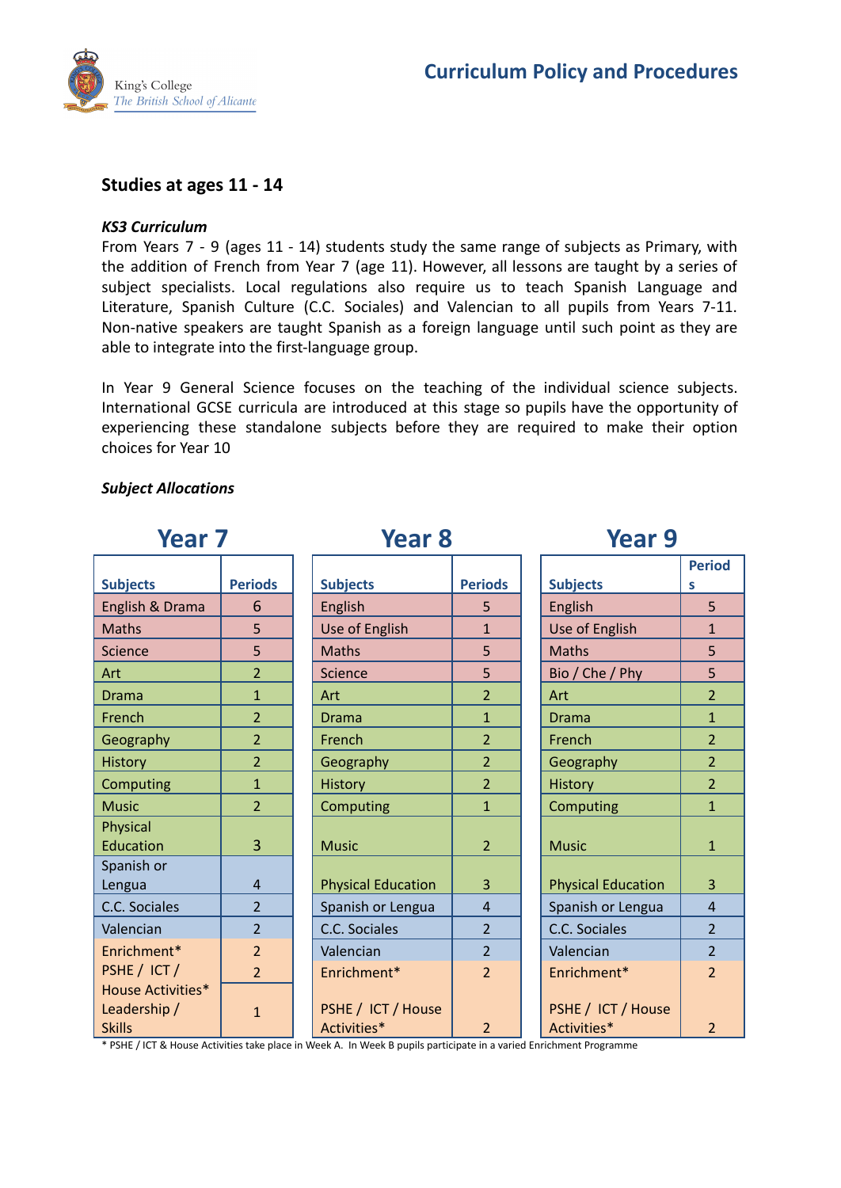## Studies at ages 11 - 14

***KS3 Curriculum***

From Years 7 - 9 (ages 11 - 14) students study the same range of subjects as Primary, with the addition of French from Year 7 (age 11). However, all lessons are taught by a series of subject specialists. Local regulations also require us to teach Spanish Language and Literature, Spanish Culture (C.C. Sociales) and Valencian to all pupils from Years 7-11. Non-native speakers are taught Spanish as a foreign language until such point as they are able to integrate into the first-language group.

In Year 9 General Science focuses on the teaching of the individual science subjects. International GCSE curricula are introduced at this stage so pupils have the opportunity of experiencing these standalone subjects before they are required to make their option choices for Year 10

***Subject Allocations***

**Year 7**

| Subjects | Periods |
|---|---|
| English & Drama | 6 |
| Maths | 5 |
| Science | 5 |
| Art | 2 |
| Drama | 1 |
| French | 2 |
| Geography | 2 |
| History | 2 |
| Computing | 1 |
| Music | 2 |
| Physical Education | 3 |
| Spanish or Lengua | 4 |
| C.C. Sociales | 2 |
| Valencian | 2 |
| Enrichment* | 2 |
| PSHE / ICT / House Activities* | 2 |
| Leadership / Skills | 1 |

**Year 8**

| Subjects | Periods |
|---|---|
| English | 5 |
| Use of English | 1 |
| Maths | 5 |
| Science | 5 |
| Art | 2 |
| Drama | 1 |
| French | 2 |
| Geography | 2 |
| History | 2 |
| Computing | 1 |
| Music | 2 |
| Physical Education | 3 |
| Spanish or Lengua | 4 |
| C.C. Sociales | 2 |
| Valencian | 2 |
| Enrichment* | 2 |
| PSHE / ICT / House Activities* | 2 |

**Year 9**

| Subjects | Periods |
|---|---|
| English | 5 |
| Use of English | 1 |
| Maths | 5 |
| Bio / Che / Phy | 5 |
| Art | 2 |
| Drama | 1 |
| French | 2 |
| Geography | 2 |
| History | 2 |
| Computing | 1 |
| Music | 1 |
| Physical Education | 3 |
| Spanish or Lengua | 4 |
| C.C. Sociales | 2 |
| Valencian | 2 |
| Enrichment* | 2 |
| PSHE / ICT / House Activities* | 2 |

\* PSHE / ICT & House Activities take place in Week A. In Week B pupils participate in a varied Enrichment Programme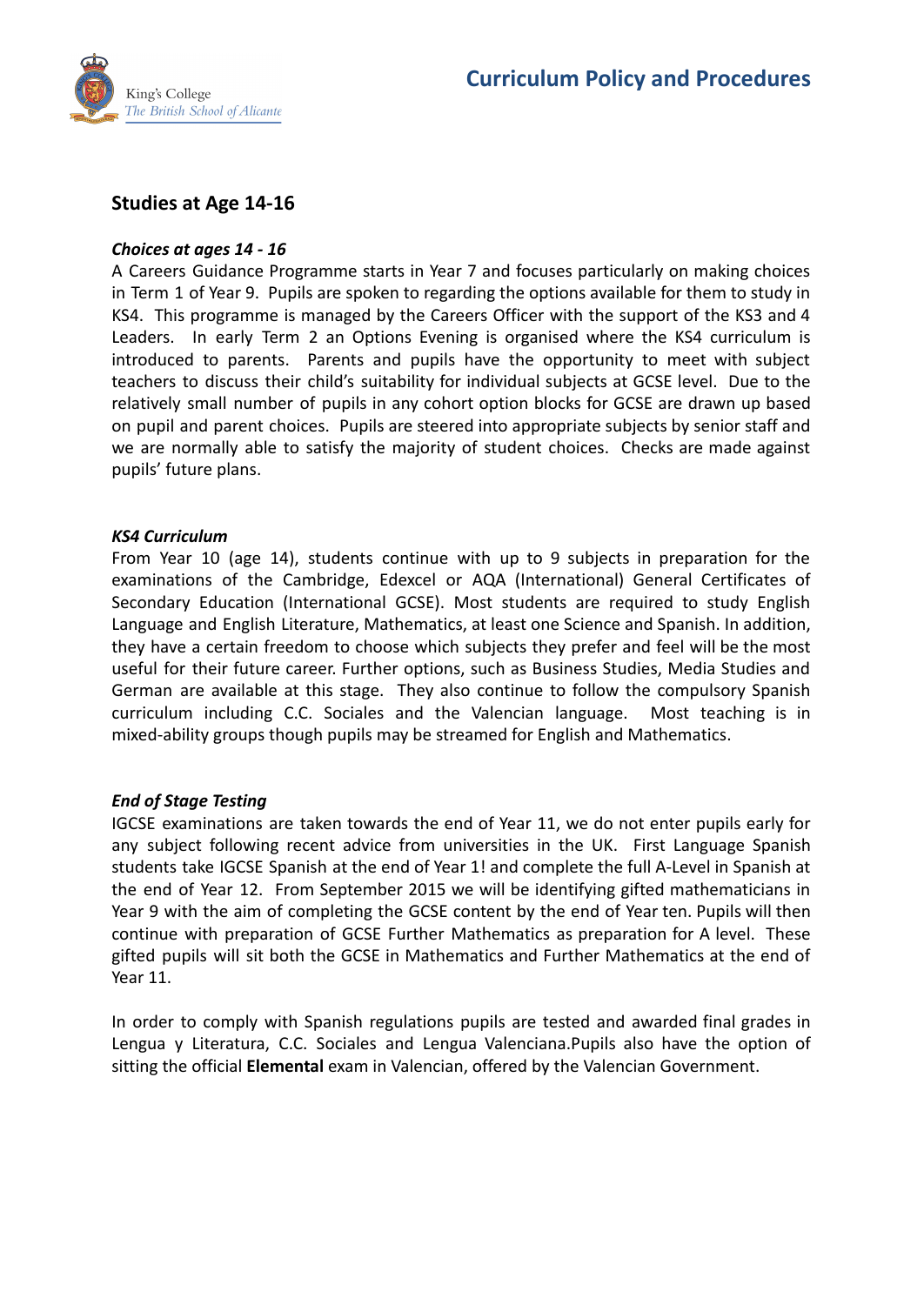## Studies at Age 14-16

### *Choices at ages 14 - 16*

A Careers Guidance Programme starts in Year 7 and focuses particularly on making choices in Term 1 of Year 9. Pupils are spoken to regarding the options available for them to study in KS4. This programme is managed by the Careers Officer with the support of the KS3 and 4 Leaders. In early Term 2 an Options Evening is organised where the KS4 curriculum is introduced to parents. Parents and pupils have the opportunity to meet with subject teachers to discuss their child's suitability for individual subjects at GCSE level. Due to the relatively small number of pupils in any cohort option blocks for GCSE are drawn up based on pupil and parent choices. Pupils are steered into appropriate subjects by senior staff and we are normally able to satisfy the majority of student choices. Checks are made against pupils' future plans.

### *KS4 Curriculum*

From Year 10 (age 14), students continue with up to 9 subjects in preparation for the examinations of the Cambridge, Edexcel or AQA (International) General Certificates of Secondary Education (International GCSE). Most students are required to study English Language and English Literature, Mathematics, at least one Science and Spanish. In addition, they have a certain freedom to choose which subjects they prefer and feel will be the most useful for their future career. Further options, such as Business Studies, Media Studies and German are available at this stage. They also continue to follow the compulsory Spanish curriculum including C.C. Sociales and the Valencian language. Most teaching is in mixed-ability groups though pupils may be streamed for English and Mathematics.

### *End of Stage Testing*

IGCSE examinations are taken towards the end of Year 11, we do not enter pupils early for any subject following recent advice from universities in the UK. First Language Spanish students take IGCSE Spanish at the end of Year 1! and complete the full A-Level in Spanish at the end of Year 12. From September 2015 we will be identifying gifted mathematicians in Year 9 with the aim of completing the GCSE content by the end of Year ten. Pupils will then continue with preparation of GCSE Further Mathematics as preparation for A level. These gifted pupils will sit both the GCSE in Mathematics and Further Mathematics at the end of Year 11.

In order to comply with Spanish regulations pupils are tested and awarded final grades in Lengua y Literatura, C.C. Sociales and Lengua Valenciana.Pupils also have the option of sitting the official **Elemental** exam in Valencian, offered by the Valencian Government.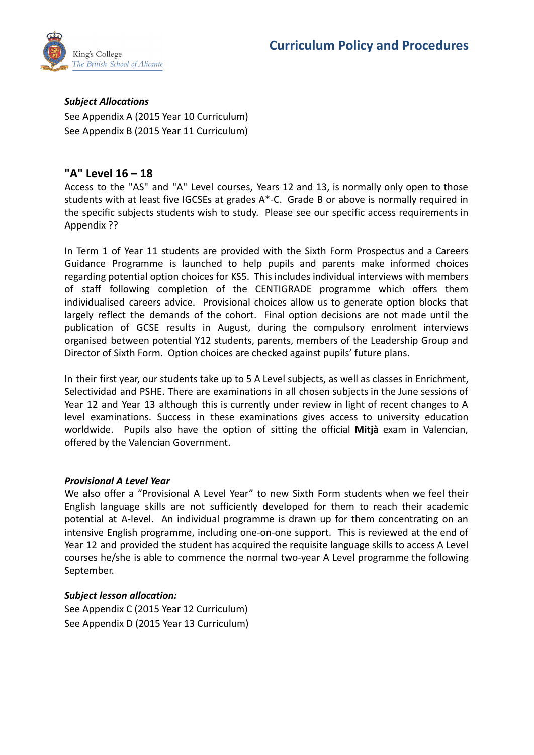***Subject Allocations***

See Appendix A (2015 Year 10 Curriculum)
See Appendix B (2015 Year 11 Curriculum)

## "A" Level 16 – 18

Access to the "AS" and "A" Level courses, Years 12 and 13, is normally only open to those students with at least five IGCSEs at grades A*-C. Grade B or above is normally required in the specific subjects students wish to study. Please see our specific access requirements in Appendix ??

In Term 1 of Year 11 students are provided with the Sixth Form Prospectus and a Careers Guidance Programme is launched to help pupils and parents make informed choices regarding potential option choices for KS5. This includes individual interviews with members of staff following completion of the CENTIGRADE programme which offers them individualised careers advice. Provisional choices allow us to generate option blocks that largely reflect the demands of the cohort. Final option decisions are not made until the publication of GCSE results in August, during the compulsory enrolment interviews organised between potential Y12 students, parents, members of the Leadership Group and Director of Sixth Form. Option choices are checked against pupils' future plans.

In their first year, our students take up to 5 A Level subjects, as well as classes in Enrichment, Selectividad and PSHE. There are examinations in all chosen subjects in the June sessions of Year 12 and Year 13 although this is currently under review in light of recent changes to A level examinations. Success in these examinations gives access to university education worldwide. Pupils also have the option of sitting the official **Mitjà** exam in Valencian, offered by the Valencian Government.

***Provisional A Level Year***

We also offer a "Provisional A Level Year" to new Sixth Form students when we feel their English language skills are not sufficiently developed for them to reach their academic potential at A-level. An individual programme is drawn up for them concentrating on an intensive English programme, including one-on-one support. This is reviewed at the end of Year 12 and provided the student has acquired the requisite language skills to access A Level courses he/she is able to commence the normal two-year A Level programme the following September.

***Subject lesson allocation:***

See Appendix C (2015 Year 12 Curriculum)
See Appendix D (2015 Year 13 Curriculum)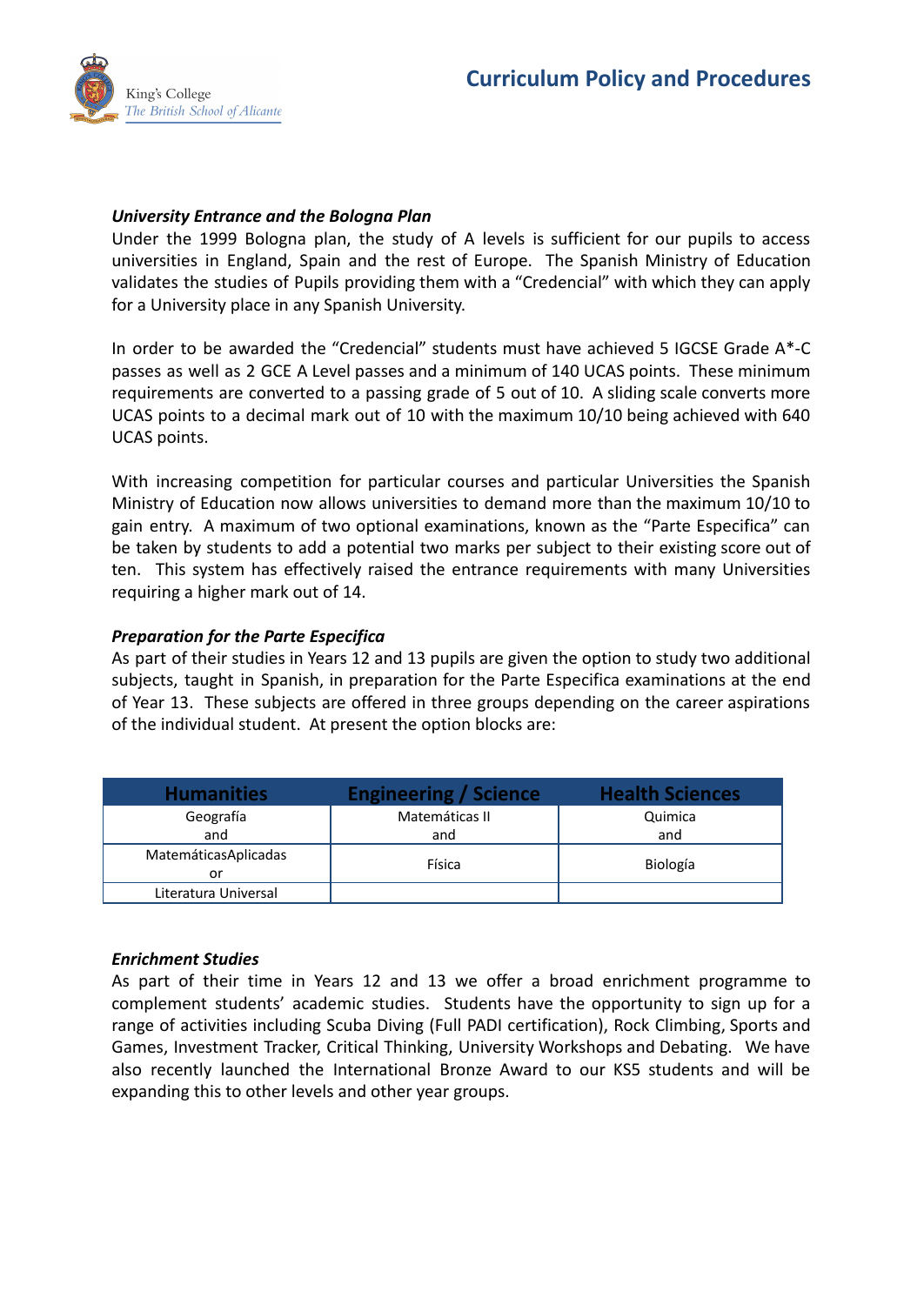### *University Entrance and the Bologna Plan*

Under the 1999 Bologna plan, the study of A levels is sufficient for our pupils to access universities in England, Spain and the rest of Europe. The Spanish Ministry of Education validates the studies of Pupils providing them with a "Credencial" with which they can apply for a University place in any Spanish University.

In order to be awarded the "Credencial" students must have achieved 5 IGCSE Grade A*-C passes as well as 2 GCE A Level passes and a minimum of 140 UCAS points. These minimum requirements are converted to a passing grade of 5 out of 10. A sliding scale converts more UCAS points to a decimal mark out of 10 with the maximum 10/10 being achieved with 640 UCAS points.

With increasing competition for particular courses and particular Universities the Spanish Ministry of Education now allows universities to demand more than the maximum 10/10 to gain entry. A maximum of two optional examinations, known as the "Parte Especifica" can be taken by students to add a potential two marks per subject to their existing score out of ten. This system has effectively raised the entrance requirements with many Universities requiring a higher mark out of 14.

### *Preparation for the Parte Especifica*

As part of their studies in Years 12 and 13 pupils are given the option to study two additional subjects, taught in Spanish, in preparation for the Parte Especifica examinations at the end of Year 13. These subjects are offered in three groups depending on the career aspirations of the individual student. At present the option blocks are:

| Humanities | Engineering / Science | Health Sciences |
|---|---|---|
| Geografía and | Matemáticas II and | Quimica and |
| MatemáticasAplicadas or | Física | Biología |
| Literatura Universal | | |

### *Enrichment Studies*

As part of their time in Years 12 and 13 we offer a broad enrichment programme to complement students' academic studies. Students have the opportunity to sign up for a range of activities including Scuba Diving (Full PADI certification), Rock Climbing, Sports and Games, Investment Tracker, Critical Thinking, University Workshops and Debating. We have also recently launched the International Bronze Award to our KS5 students and will be expanding this to other levels and other year groups.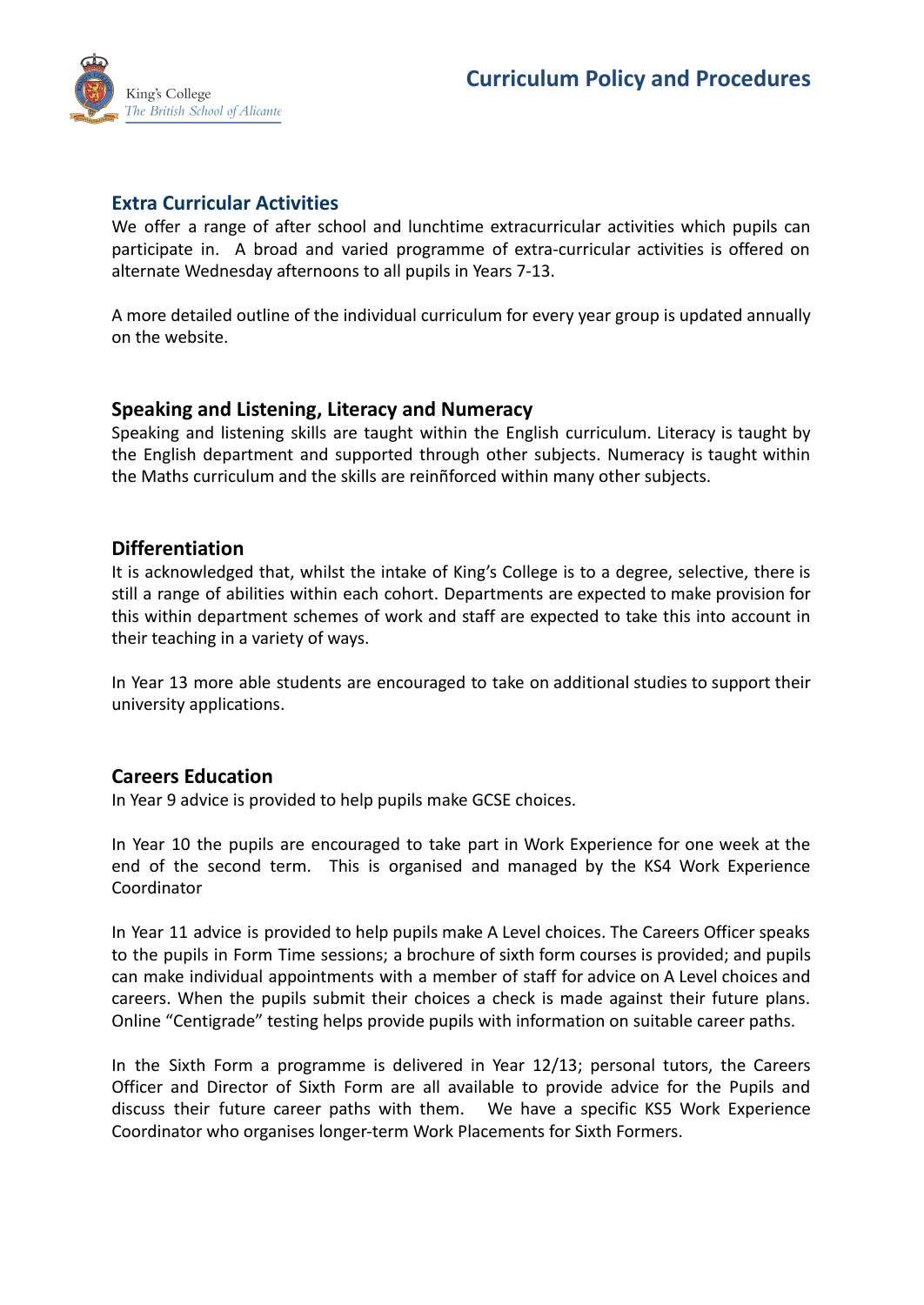## Extra Curricular Activities

We offer a range of after school and lunchtime extracurricular activities which pupils can participate in. A broad and varied programme of extra-curricular activities is offered on alternate Wednesday afternoons to all pupils in Years 7-13.

A more detailed outline of the individual curriculum for every year group is updated annually on the website.

## Speaking and Listening, Literacy and Numeracy

Speaking and listening skills are taught within the English curriculum. Literacy is taught by the English department and supported through other subjects. Numeracy is taught within the Maths curriculum and the skills are reinñforced within many other subjects.

## Differentiation

It is acknowledged that, whilst the intake of King's College is to a degree, selective, there is still a range of abilities within each cohort. Departments are expected to make provision for this within department schemes of work and staff are expected to take this into account in their teaching in a variety of ways.

In Year 13 more able students are encouraged to take on additional studies to support their university applications.

## Careers Education

In Year 9 advice is provided to help pupils make GCSE choices.

In Year 10 the pupils are encouraged to take part in Work Experience for one week at the end of the second term. This is organised and managed by the KS4 Work Experience Coordinator

In Year 11 advice is provided to help pupils make A Level choices. The Careers Officer speaks to the pupils in Form Time sessions; a brochure of sixth form courses is provided; and pupils can make individual appointments with a member of staff for advice on A Level choices and careers. When the pupils submit their choices a check is made against their future plans. Online "Centigrade" testing helps provide pupils with information on suitable career paths.

In the Sixth Form a programme is delivered in Year 12/13; personal tutors, the Careers Officer and Director of Sixth Form are all available to provide advice for the Pupils and discuss their future career paths with them. We have a specific KS5 Work Experience Coordinator who organises longer-term Work Placements for Sixth Formers.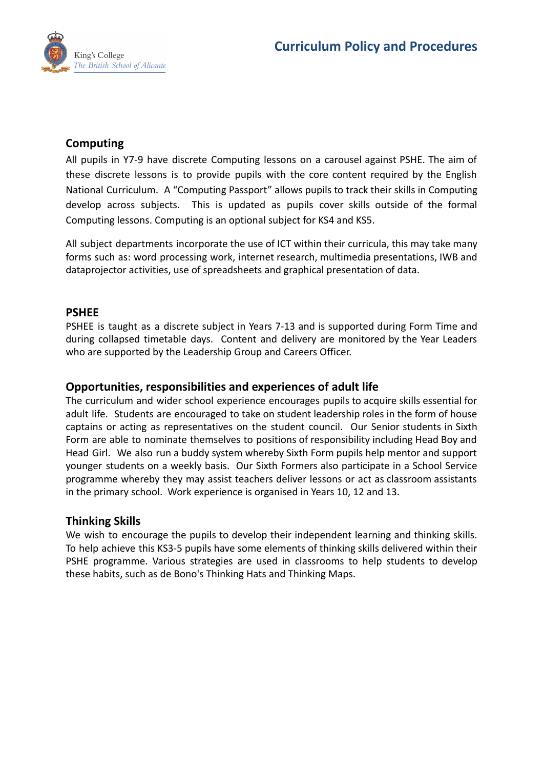## Computing

All pupils in Y7-9 have discrete Computing lessons on a carousel against PSHE. The aim of these discrete lessons is to provide pupils with the core content required by the English National Curriculum. A "Computing Passport" allows pupils to track their skills in Computing develop across subjects. This is updated as pupils cover skills outside of the formal Computing lessons. Computing is an optional subject for KS4 and KS5.

All subject departments incorporate the use of ICT within their curricula, this may take many forms such as: word processing work, internet research, multimedia presentations, IWB and dataprojector activities, use of spreadsheets and graphical presentation of data.

## PSHEE

PSHEE is taught as a discrete subject in Years 7-13 and is supported during Form Time and during collapsed timetable days. Content and delivery are monitored by the Year Leaders who are supported by the Leadership Group and Careers Officer.

## Opportunities, responsibilities and experiences of adult life

The curriculum and wider school experience encourages pupils to acquire skills essential for adult life. Students are encouraged to take on student leadership roles in the form of house captains or acting as representatives on the student council. Our Senior students in Sixth Form are able to nominate themselves to positions of responsibility including Head Boy and Head Girl. We also run a buddy system whereby Sixth Form pupils help mentor and support younger students on a weekly basis. Our Sixth Formers also participate in a School Service programme whereby they may assist teachers deliver lessons or act as classroom assistants in the primary school. Work experience is organised in Years 10, 12 and 13.

## Thinking Skills

We wish to encourage the pupils to develop their independent learning and thinking skills. To help achieve this KS3-5 pupils have some elements of thinking skills delivered within their PSHE programme. Various strategies are used in classrooms to help students to develop these habits, such as de Bono's Thinking Hats and Thinking Maps.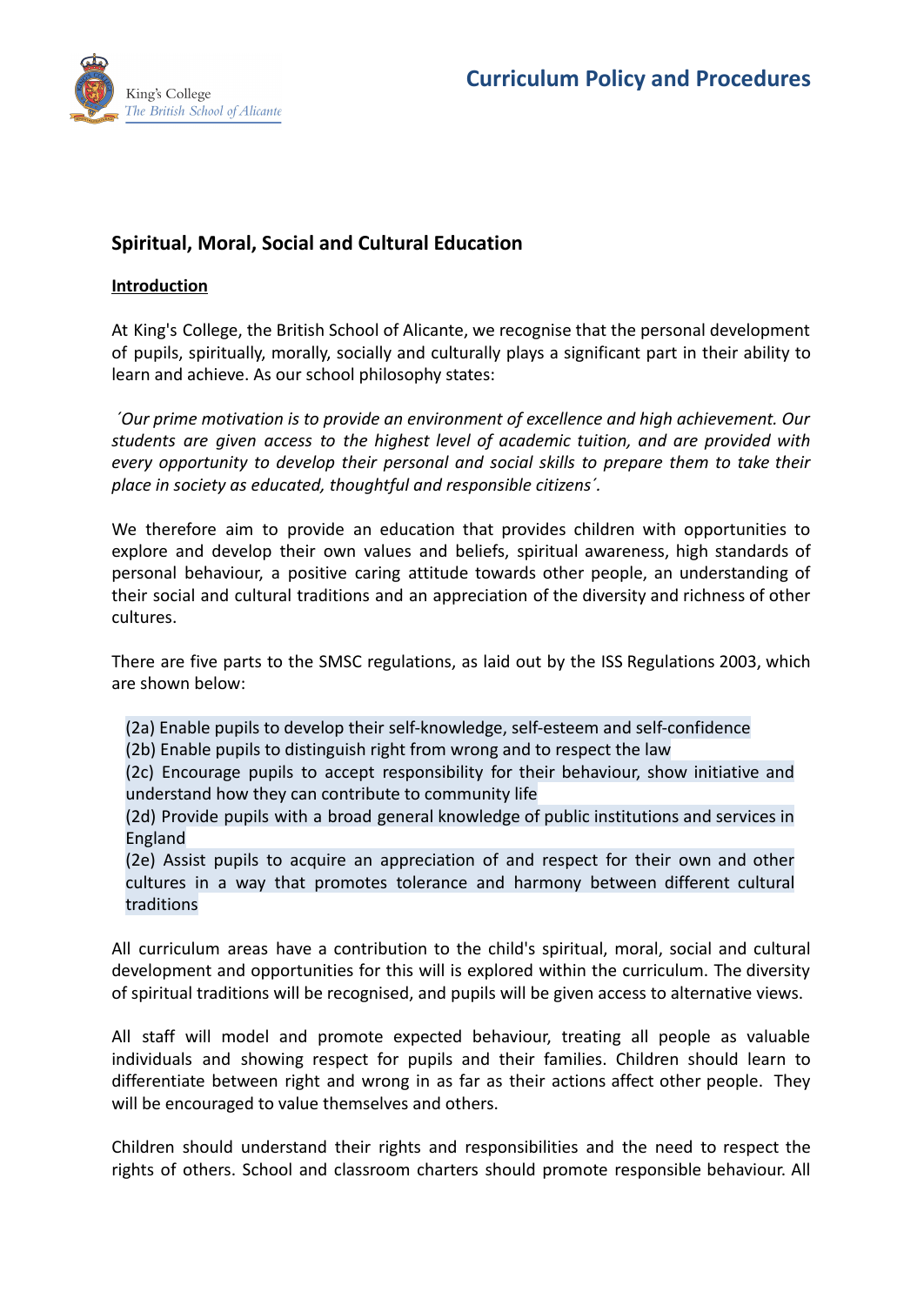## Spiritual, Moral, Social and Cultural Education

**Introduction**

At King's College, the British School of Alicante, we recognise that the personal development of pupils, spiritually, morally, socially and culturally plays a significant part in their ability to learn and achieve. As our school philosophy states:

*´Our prime motivation is to provide an environment of excellence and high achievement. Our students are given access to the highest level of academic tuition, and are provided with every opportunity to develop their personal and social skills to prepare them to take their place in society as educated, thoughtful and responsible citizens´.*

We therefore aim to provide an education that provides children with opportunities to explore and develop their own values and beliefs, spiritual awareness, high standards of personal behaviour, a positive caring attitude towards other people, an understanding of their social and cultural traditions and an appreciation of the diversity and richness of other cultures.

There are five parts to the SMSC regulations, as laid out by the ISS Regulations 2003, which are shown below:

(2a) Enable pupils to develop their self-knowledge, self-esteem and self-confidence
(2b) Enable pupils to distinguish right from wrong and to respect the law
(2c) Encourage pupils to accept responsibility for their behaviour, show initiative and understand how they can contribute to community life
(2d) Provide pupils with a broad general knowledge of public institutions and services in England
(2e) Assist pupils to acquire an appreciation of and respect for their own and other cultures in a way that promotes tolerance and harmony between different cultural traditions

All curriculum areas have a contribution to the child's spiritual, moral, social and cultural development and opportunities for this will is explored within the curriculum. The diversity of spiritual traditions will be recognised, and pupils will be given access to alternative views.

All staff will model and promote expected behaviour, treating all people as valuable individuals and showing respect for pupils and their families. Children should learn to differentiate between right and wrong in as far as their actions affect other people. They will be encouraged to value themselves and others.

Children should understand their rights and responsibilities and the need to respect the rights of others. School and classroom charters should promote responsible behaviour. All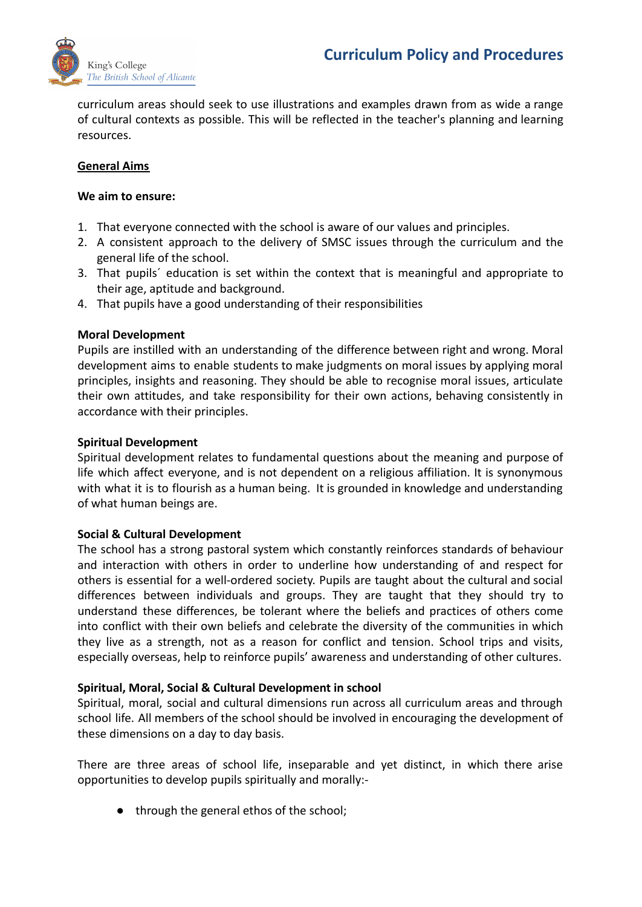curriculum areas should seek to use illustrations and examples drawn from as wide a range of cultural contexts as possible. This will be reflected in the teacher's planning and learning resources.

**General Aims**

**We aim to ensure:**

1. That everyone connected with the school is aware of our values and principles.
2. A consistent approach to the delivery of SMSC issues through the curriculum and the general life of the school.
3. That pupils´ education is set within the context that is meaningful and appropriate to their age, aptitude and background.
4. That pupils have a good understanding of their responsibilities

**Moral Development**

Pupils are instilled with an understanding of the difference between right and wrong. Moral development aims to enable students to make judgments on moral issues by applying moral principles, insights and reasoning. They should be able to recognise moral issues, articulate their own attitudes, and take responsibility for their own actions, behaving consistently in accordance with their principles.

**Spiritual Development**

Spiritual development relates to fundamental questions about the meaning and purpose of life which affect everyone, and is not dependent on a religious affiliation. It is synonymous with what it is to flourish as a human being. It is grounded in knowledge and understanding of what human beings are.

**Social & Cultural Development**

The school has a strong pastoral system which constantly reinforces standards of behaviour and interaction with others in order to underline how understanding of and respect for others is essential for a well-ordered society. Pupils are taught about the cultural and social differences between individuals and groups. They are taught that they should try to understand these differences, be tolerant where the beliefs and practices of others come into conflict with their own beliefs and celebrate the diversity of the communities in which they live as a strength, not as a reason for conflict and tension. School trips and visits, especially overseas, help to reinforce pupils' awareness and understanding of other cultures.

**Spiritual, Moral, Social & Cultural Development in school**

Spiritual, moral, social and cultural dimensions run across all curriculum areas and through school life. All members of the school should be involved in encouraging the development of these dimensions on a day to day basis.

There are three areas of school life, inseparable and yet distinct, in which there arise opportunities to develop pupils spiritually and morally:-

- through the general ethos of the school;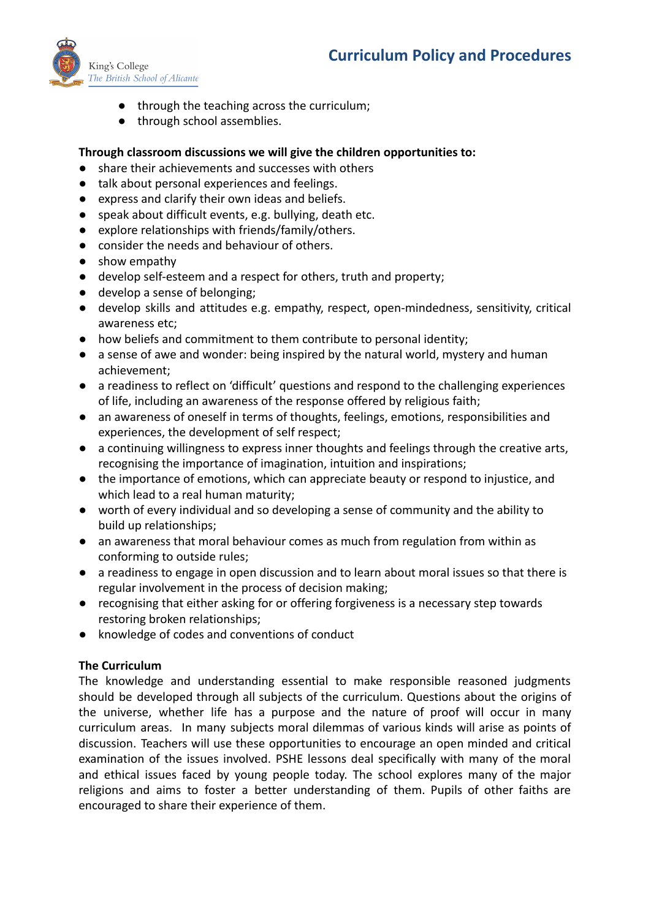- through the teaching across the curriculum;
- through school assemblies.

**Through classroom discussions we will give the children opportunities to:**

- share their achievements and successes with others
- talk about personal experiences and feelings.
- express and clarify their own ideas and beliefs.
- speak about difficult events, e.g. bullying, death etc.
- explore relationships with friends/family/others.
- consider the needs and behaviour of others.
- show empathy
- develop self-esteem and a respect for others, truth and property;
- develop a sense of belonging;
- develop skills and attitudes e.g. empathy, respect, open-mindedness, sensitivity, critical awareness etc;
- how beliefs and commitment to them contribute to personal identity;
- a sense of awe and wonder: being inspired by the natural world, mystery and human achievement;
- a readiness to reflect on 'difficult' questions and respond to the challenging experiences of life, including an awareness of the response offered by religious faith;
- an awareness of oneself in terms of thoughts, feelings, emotions, responsibilities and experiences, the development of self respect;
- a continuing willingness to express inner thoughts and feelings through the creative arts, recognising the importance of imagination, intuition and inspirations;
- the importance of emotions, which can appreciate beauty or respond to injustice, and which lead to a real human maturity;
- worth of every individual and so developing a sense of community and the ability to build up relationships;
- an awareness that moral behaviour comes as much from regulation from within as conforming to outside rules;
- a readiness to engage in open discussion and to learn about moral issues so that there is regular involvement in the process of decision making;
- recognising that either asking for or offering forgiveness is a necessary step towards restoring broken relationships;
- knowledge of codes and conventions of conduct

**The Curriculum**

The knowledge and understanding essential to make responsible reasoned judgments should be developed through all subjects of the curriculum. Questions about the origins of the universe, whether life has a purpose and the nature of proof will occur in many curriculum areas. In many subjects moral dilemmas of various kinds will arise as points of discussion. Teachers will use these opportunities to encourage an open minded and critical examination of the issues involved. PSHE lessons deal specifically with many of the moral and ethical issues faced by young people today. The school explores many of the major religions and aims to foster a better understanding of them. Pupils of other faiths are encouraged to share their experience of them.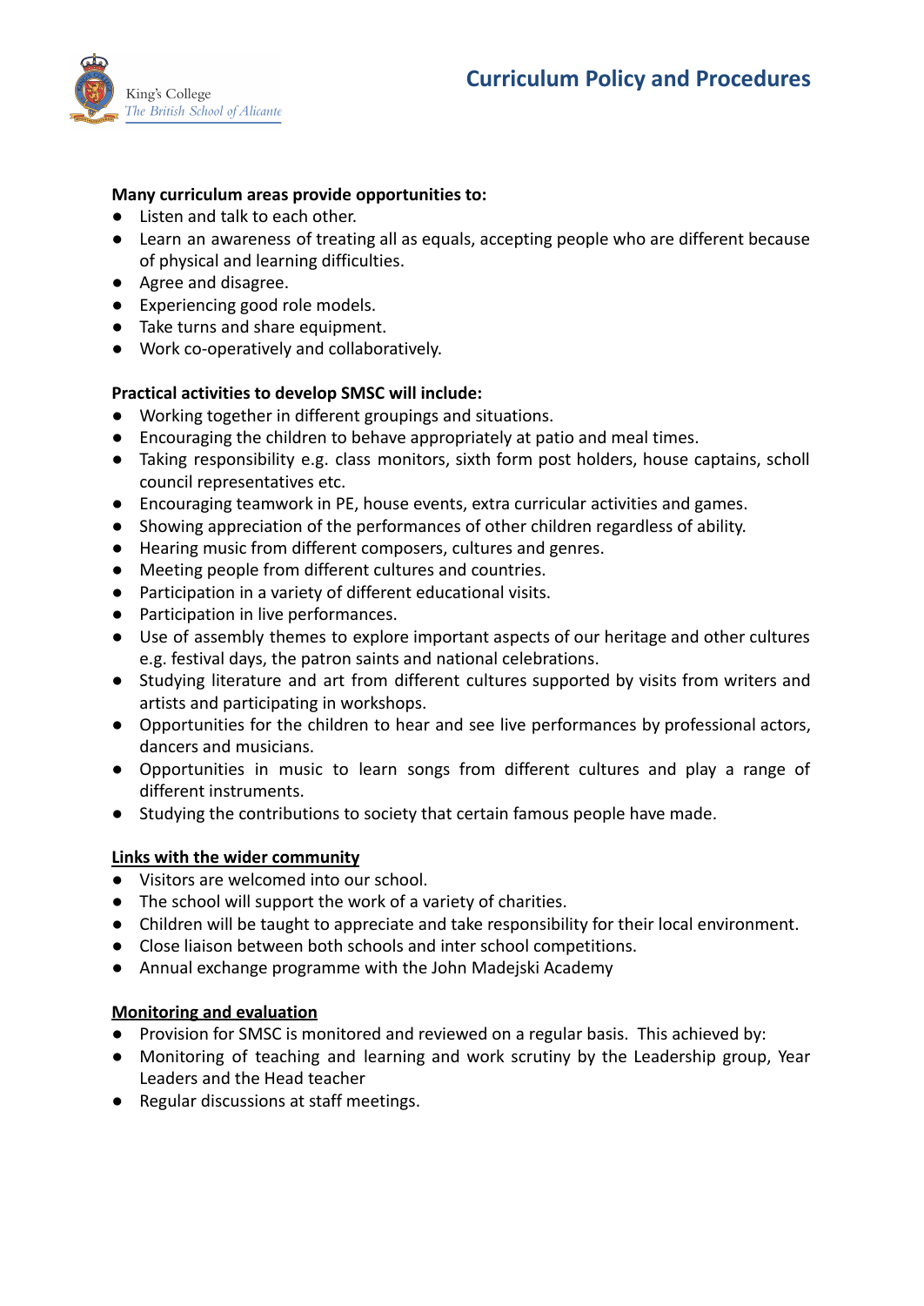**Many curriculum areas provide opportunities to:**

- Listen and talk to each other.
- Learn an awareness of treating all as equals, accepting people who are different because of physical and learning difficulties.
- Agree and disagree.
- Experiencing good role models.
- Take turns and share equipment.
- Work co-operatively and collaboratively.

**Practical activities to develop SMSC will include:**

- Working together in different groupings and situations.
- Encouraging the children to behave appropriately at patio and meal times.
- Taking responsibility e.g. class monitors, sixth form post holders, house captains, scholl council representatives etc.
- Encouraging teamwork in PE, house events, extra curricular activities and games.
- Showing appreciation of the performances of other children regardless of ability.
- Hearing music from different composers, cultures and genres.
- Meeting people from different cultures and countries.
- Participation in a variety of different educational visits.
- Participation in live performances.
- Use of assembly themes to explore important aspects of our heritage and other cultures e.g. festival days, the patron saints and national celebrations.
- Studying literature and art from different cultures supported by visits from writers and artists and participating in workshops.
- Opportunities for the children to hear and see live performances by professional actors, dancers and musicians.
- Opportunities in music to learn songs from different cultures and play a range of different instruments.
- Studying the contributions to society that certain famous people have made.

**Links with the wider community**

- Visitors are welcomed into our school.
- The school will support the work of a variety of charities.
- Children will be taught to appreciate and take responsibility for their local environment.
- Close liaison between both schools and inter school competitions.
- Annual exchange programme with the John Madejski Academy

**Monitoring and evaluation**

- Provision for SMSC is monitored and reviewed on a regular basis. This achieved by:
- Monitoring of teaching and learning and work scrutiny by the Leadership group, Year Leaders and the Head teacher
- Regular discussions at staff meetings.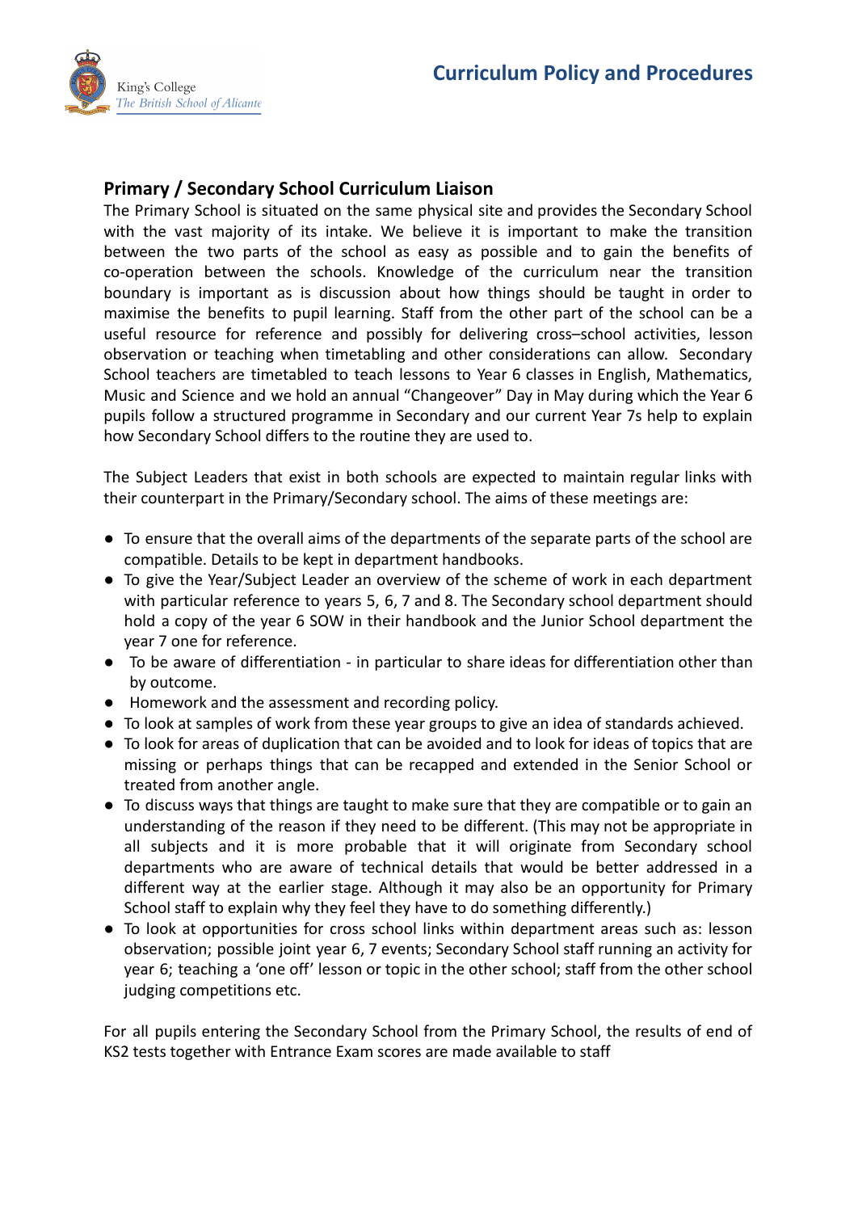## Primary / Secondary School Curriculum Liaison

The Primary School is situated on the same physical site and provides the Secondary School with the vast majority of its intake. We believe it is important to make the transition between the two parts of the school as easy as possible and to gain the benefits of co-operation between the schools. Knowledge of the curriculum near the transition boundary is important as is discussion about how things should be taught in order to maximise the benefits to pupil learning. Staff from the other part of the school can be a useful resource for reference and possibly for delivering cross–school activities, lesson observation or teaching when timetabling and other considerations can allow. Secondary School teachers are timetabled to teach lessons to Year 6 classes in English, Mathematics, Music and Science and we hold an annual "Changeover" Day in May during which the Year 6 pupils follow a structured programme in Secondary and our current Year 7s help to explain how Secondary School differs to the routine they are used to.

The Subject Leaders that exist in both schools are expected to maintain regular links with their counterpart in the Primary/Secondary school. The aims of these meetings are:

- To ensure that the overall aims of the departments of the separate parts of the school are compatible. Details to be kept in department handbooks.
- To give the Year/Subject Leader an overview of the scheme of work in each department with particular reference to years 5, 6, 7 and 8. The Secondary school department should hold a copy of the year 6 SOW in their handbook and the Junior School department the year 7 one for reference.
- To be aware of differentiation - in particular to share ideas for differentiation other than by outcome.
- Homework and the assessment and recording policy.
- To look at samples of work from these year groups to give an idea of standards achieved.
- To look for areas of duplication that can be avoided and to look for ideas of topics that are missing or perhaps things that can be recapped and extended in the Senior School or treated from another angle.
- To discuss ways that things are taught to make sure that they are compatible or to gain an understanding of the reason if they need to be different. (This may not be appropriate in all subjects and it is more probable that it will originate from Secondary school departments who are aware of technical details that would be better addressed in a different way at the earlier stage. Although it may also be an opportunity for Primary School staff to explain why they feel they have to do something differently.)
- To look at opportunities for cross school links within department areas such as: lesson observation; possible joint year 6, 7 events; Secondary School staff running an activity for year 6; teaching a 'one off' lesson or topic in the other school; staff from the other school judging competitions etc.

For all pupils entering the Secondary School from the Primary School, the results of end of KS2 tests together with Entrance Exam scores are made available to staff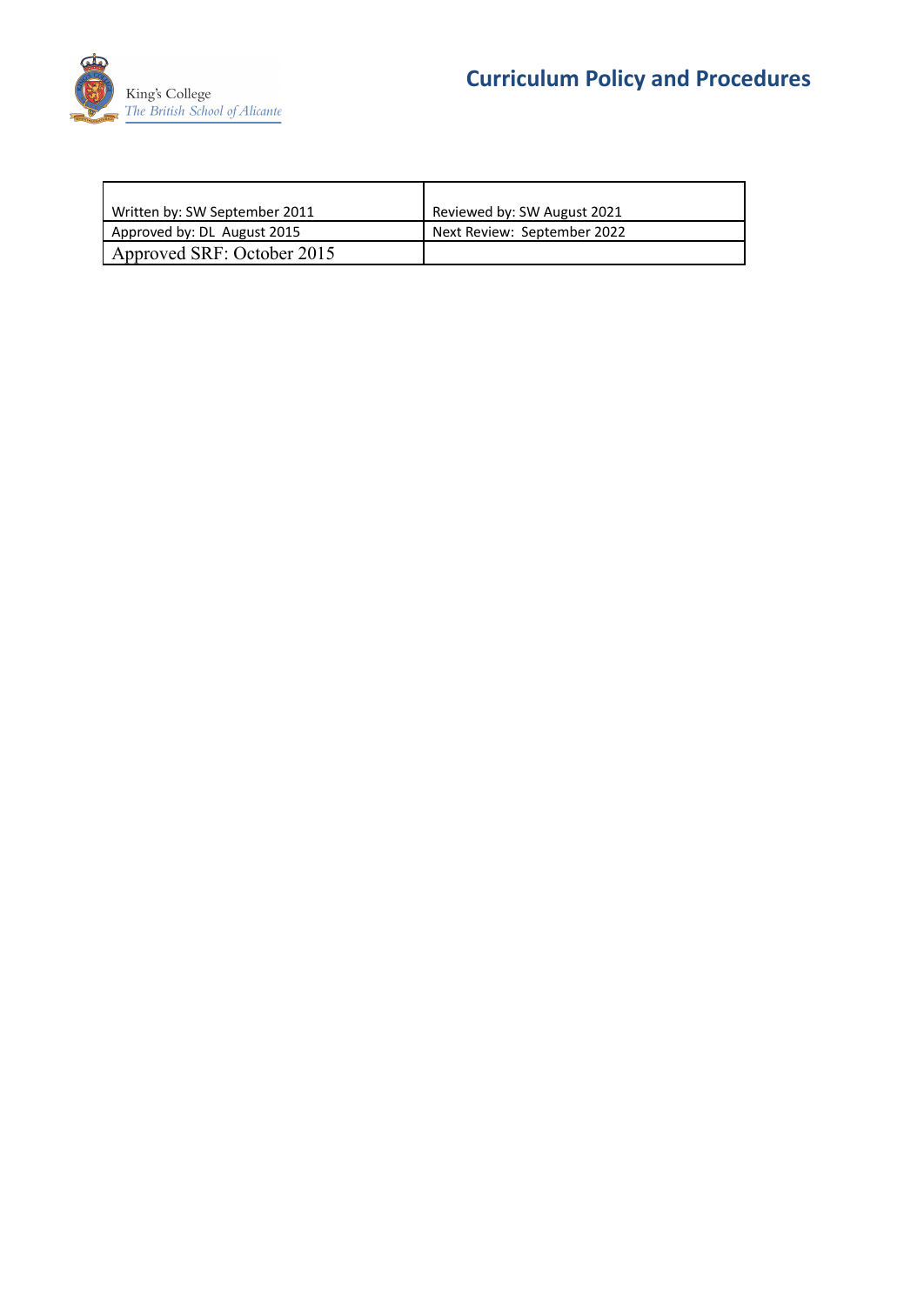# Curriculum Policy and Procedures

| | |
|---|---|
| Written by: SW September 2011 | Reviewed by: SW August 2021 |
| Approved by: DL August 2015 | Next Review: September 2022 |
| Approved SRF: October 2015 | |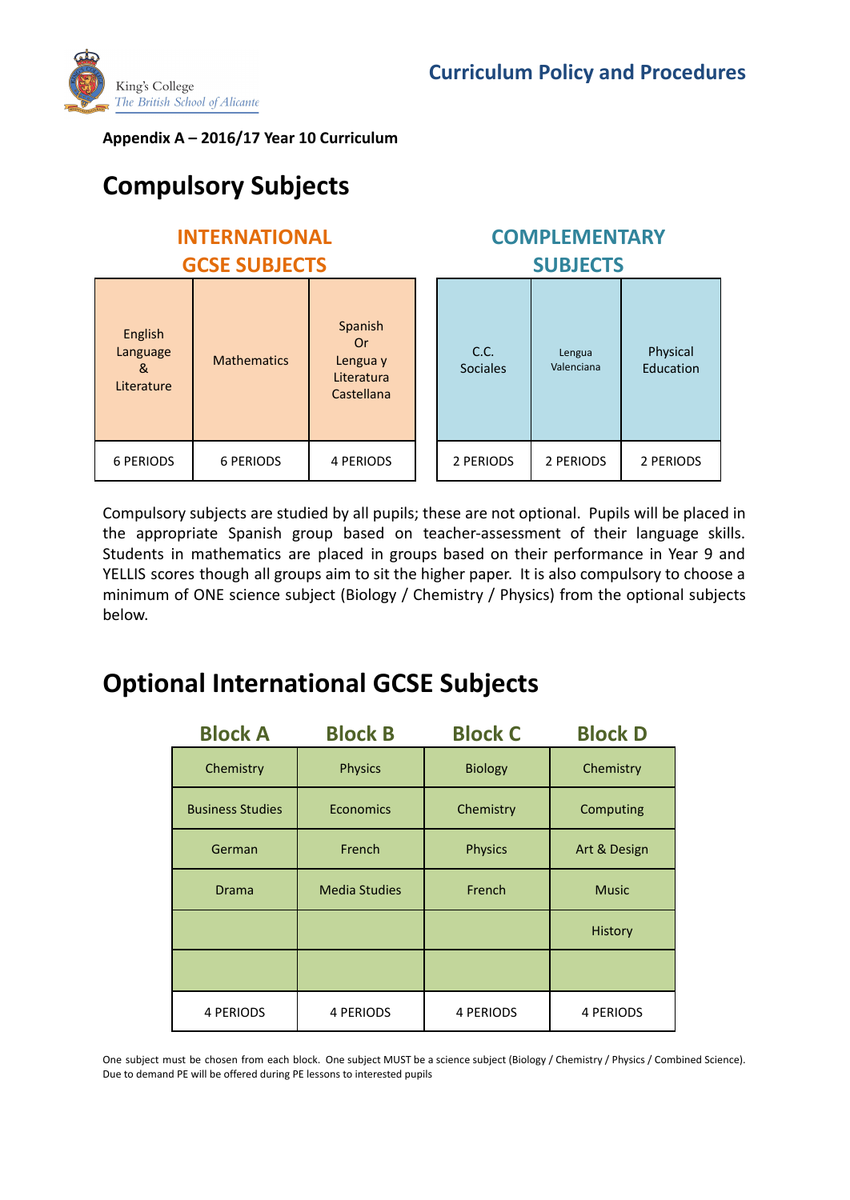**Appendix A – 2016/17 Year 10 Curriculum**

# Compulsory Subjects

| INTERNATIONAL GCSE SUBJECTS | | |
|---|---|---|
| English Language & Literature | Mathematics | Spanish Or Lengua y Literatura Castellana |
| 6 PERIODS | 6 PERIODS | 4 PERIODS |

| COMPLEMENTARY SUBJECTS | | |
|---|---|---|
| C.C. Sociales | Lengua Valenciana | Physical Education |
| 2 PERIODS | 2 PERIODS | 2 PERIODS |

Compulsory subjects are studied by all pupils; these are not optional. Pupils will be placed in the appropriate Spanish group based on teacher-assessment of their language skills. Students in mathematics are placed in groups based on their performance in Year 9 and YELLIS scores though all groups aim to sit the higher paper. It is also compulsory to choose a minimum of ONE science subject (Biology / Chemistry / Physics) from the optional subjects below.

# Optional International GCSE Subjects

| Block A | Block B | Block C | Block D |
|---|---|---|---|
| Chemistry | Physics | Biology | Chemistry |
| Business Studies | Economics | Chemistry | Computing |
| German | French | Physics | Art & Design |
| Drama | Media Studies | French | Music |
| | | | History |
| | | | |
| 4 PERIODS | 4 PERIODS | 4 PERIODS | 4 PERIODS |

One subject must be chosen from each block. One subject MUST be a science subject (Biology / Chemistry / Physics / Combined Science). Due to demand PE will be offered during PE lessons to interested pupils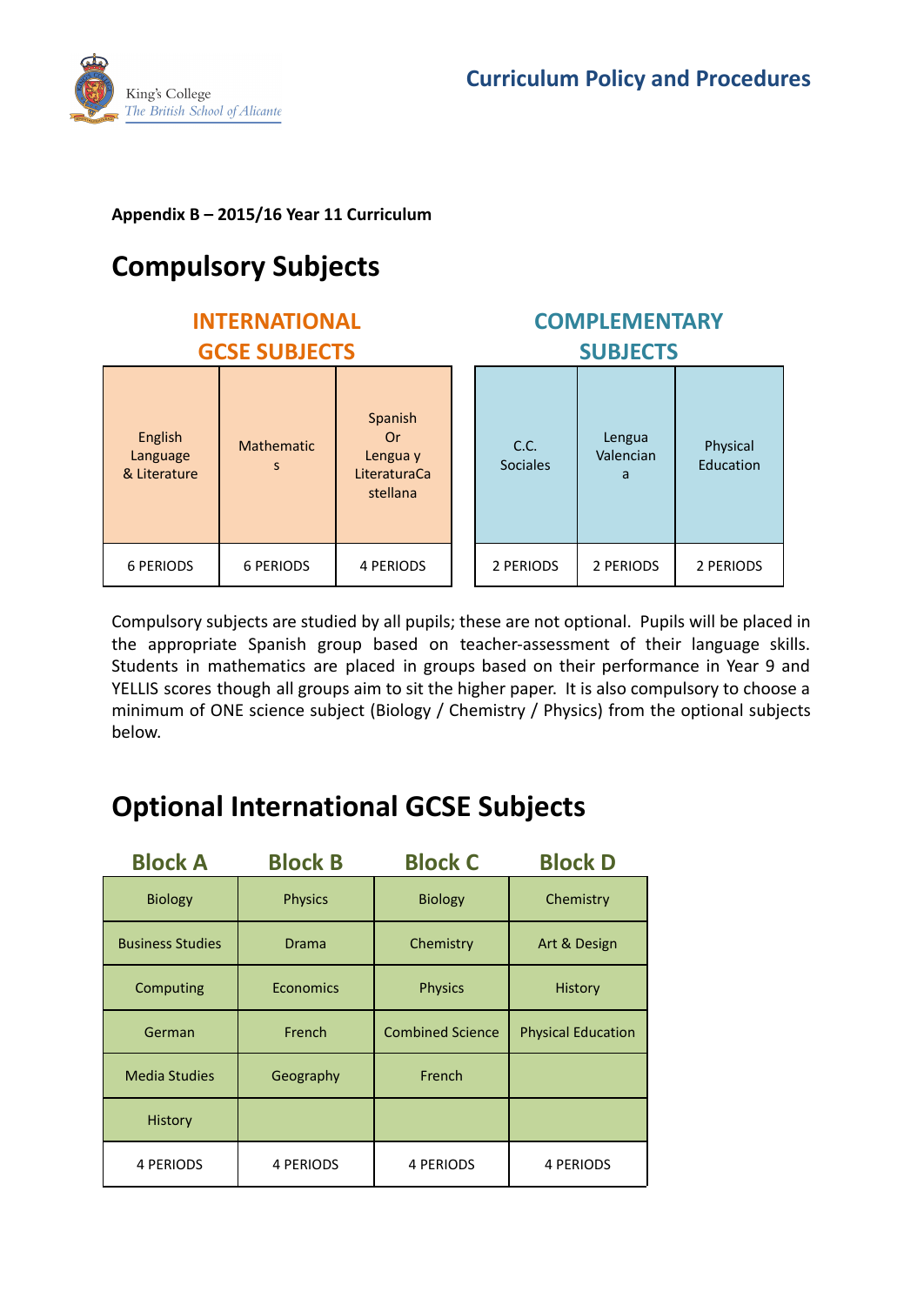**Appendix B – 2015/16 Year 11 Curriculum**

## Compulsory Subjects

| INTERNATIONAL GCSE SUBJECTS | | |
|---|---|---|
| English Language & Literature | Mathematics | Spanish Or Lengua y LiteraturaCastellana |
| 6 PERIODS | 6 PERIODS | 4 PERIODS |

| COMPLEMENTARY SUBJECTS | | |
|---|---|---|
| C.C. Sociales | Lengua Valenciana | Physical Education |
| 2 PERIODS | 2 PERIODS | 2 PERIODS |

Compulsory subjects are studied by all pupils; these are not optional. Pupils will be placed in the appropriate Spanish group based on teacher-assessment of their language skills. Students in mathematics are placed in groups based on their performance in Year 9 and YELLIS scores though all groups aim to sit the higher paper. It is also compulsory to choose a minimum of ONE science subject (Biology / Chemistry / Physics) from the optional subjects below.

## Optional International GCSE Subjects

| Block A | Block B | Block C | Block D |
|---|---|---|---|
| Biology | Physics | Biology | Chemistry |
| Business Studies | Drama | Chemistry | Art & Design |
| Computing | Economics | Physics | History |
| German | French | Combined Science | Physical Education |
| Media Studies | Geography | French | |
| History | | | |
| 4 PERIODS | 4 PERIODS | 4 PERIODS | 4 PERIODS |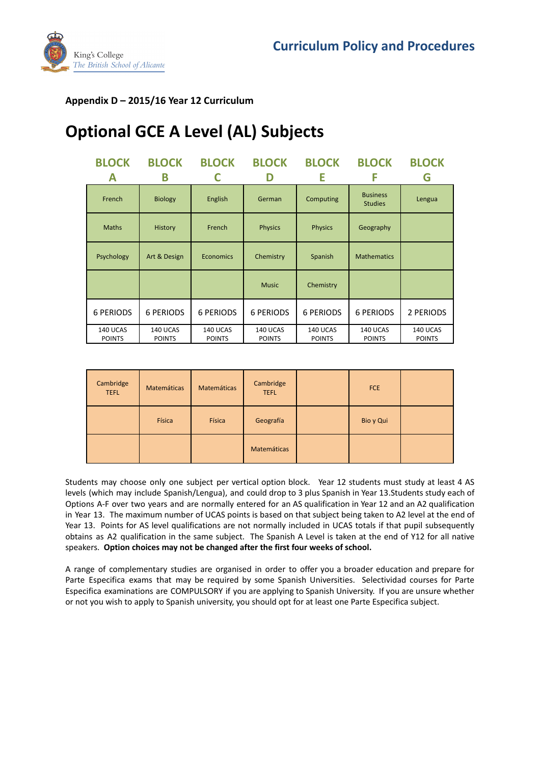**Appendix D – 2015/16 Year 12 Curriculum**

# Optional GCE A Level (AL) Subjects

| BLOCK A | BLOCK B | BLOCK C | BLOCK D | BLOCK E | BLOCK F | BLOCK G |
|---|---|---|---|---|---|---|
| French | Biology | English | German | Computing | Business Studies | Lengua |
| Maths | History | French | Physics | Physics | Geography | |
| Psychology | Art & Design | Economics | Chemistry | Spanish | Mathematics | |
| | | | Music | Chemistry | | |
| 6 PERIODS | 6 PERIODS | 6 PERIODS | 6 PERIODS | 6 PERIODS | 6 PERIODS | 2 PERIODS |
| 140 UCAS POINTS | 140 UCAS POINTS | 140 UCAS POINTS | 140 UCAS POINTS | 140 UCAS POINTS | 140 UCAS POINTS | 140 UCAS POINTS |

| | | | | | | |
|---|---|---|---|---|---|---|
| Cambridge TEFL | Matemáticas | Matemáticas | Cambridge TEFL | | FCE | |
| | Física | Física | Geografía | | Bio y Qui | |
| | | | Matemáticas | | | |

Students may choose only one subject per vertical option block. Year 12 students must study at least 4 AS levels (which may include Spanish/Lengua), and could drop to 3 plus Spanish in Year 13.Students study each of Options A-F over two years and are normally entered for an AS qualification in Year 12 and an A2 qualification in Year 13. The maximum number of UCAS points is based on that subject being taken to A2 level at the end of Year 13. Points for AS level qualifications are not normally included in UCAS totals if that pupil subsequently obtains as A2 qualification in the same subject. The Spanish A Level is taken at the end of Y12 for all native speakers. **Option choices may not be changed after the first four weeks of school.**

A range of complementary studies are organised in order to offer you a broader education and prepare for Parte Especifica exams that may be required by some Spanish Universities. Selectividad courses for Parte Especifica examinations are COMPULSORY if you are applying to Spanish University. If you are unsure whether or not you wish to apply to Spanish university, you should opt for at least one Parte Especifica subject.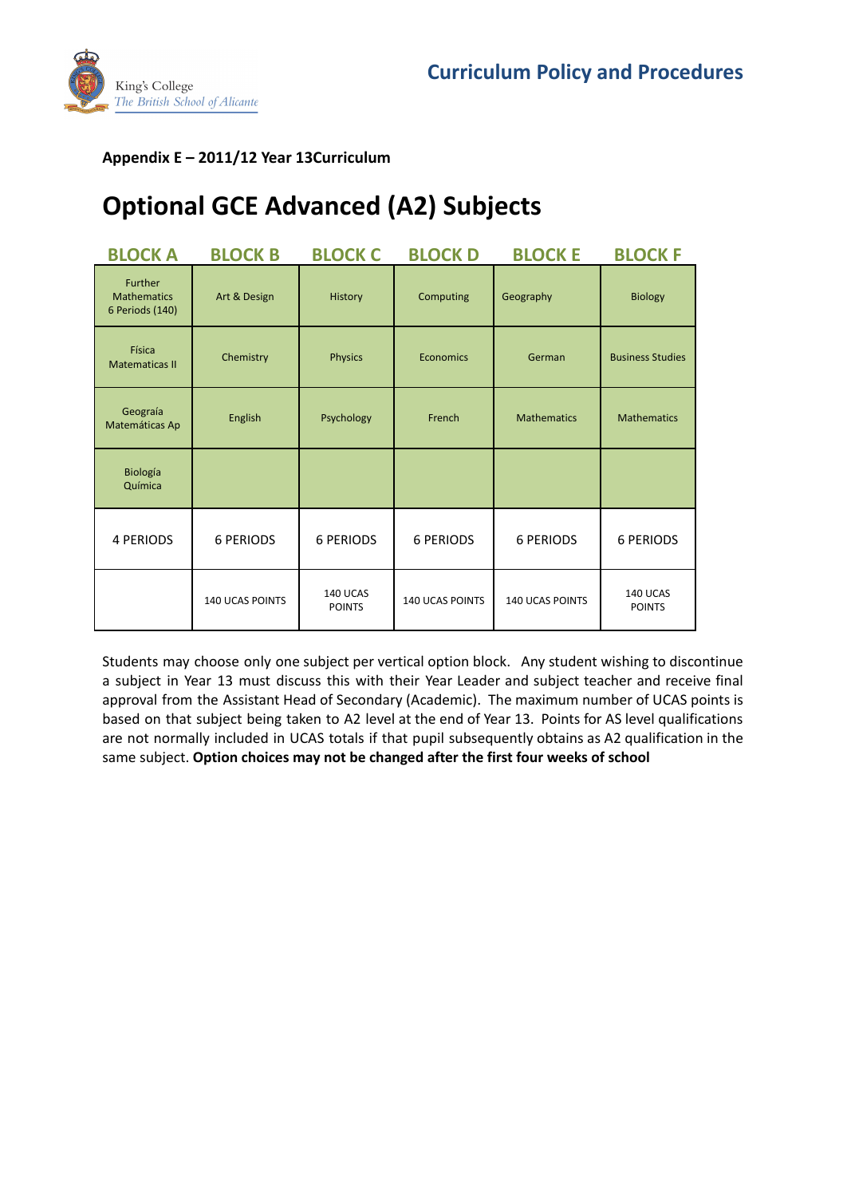**Appendix E – 2011/12 Year 13Curriculum**

# Optional GCE Advanced (A2) Subjects

| BLOCK A | BLOCK B | BLOCK C | BLOCK D | BLOCK E | BLOCK F |
|---|---|---|---|---|---|
| Further Mathematics 6 Periods (140) | Art & Design | History | Computing | Geography | Biology |
| Física Matematicas II | Chemistry | Physics | Economics | German | Business Studies |
| Geografía Matemáticas Ap | English | Psychology | French | Mathematics | Mathematics |
| Biología Química | | | | | |
| 4 PERIODS | 6 PERIODS | 6 PERIODS | 6 PERIODS | 6 PERIODS | 6 PERIODS |
| | 140 UCAS POINTS | 140 UCAS POINTS | 140 UCAS POINTS | 140 UCAS POINTS | 140 UCAS POINTS |

Students may choose only one subject per vertical option block. Any student wishing to discontinue a subject in Year 13 must discuss this with their Year Leader and subject teacher and receive final approval from the Assistant Head of Secondary (Academic). The maximum number of UCAS points is based on that subject being taken to A2 level at the end of Year 13. Points for AS level qualifications are not normally included in UCAS totals if that pupil subsequently obtains as A2 qualification in the same subject. **Option choices may not be changed after the first four weeks of school**